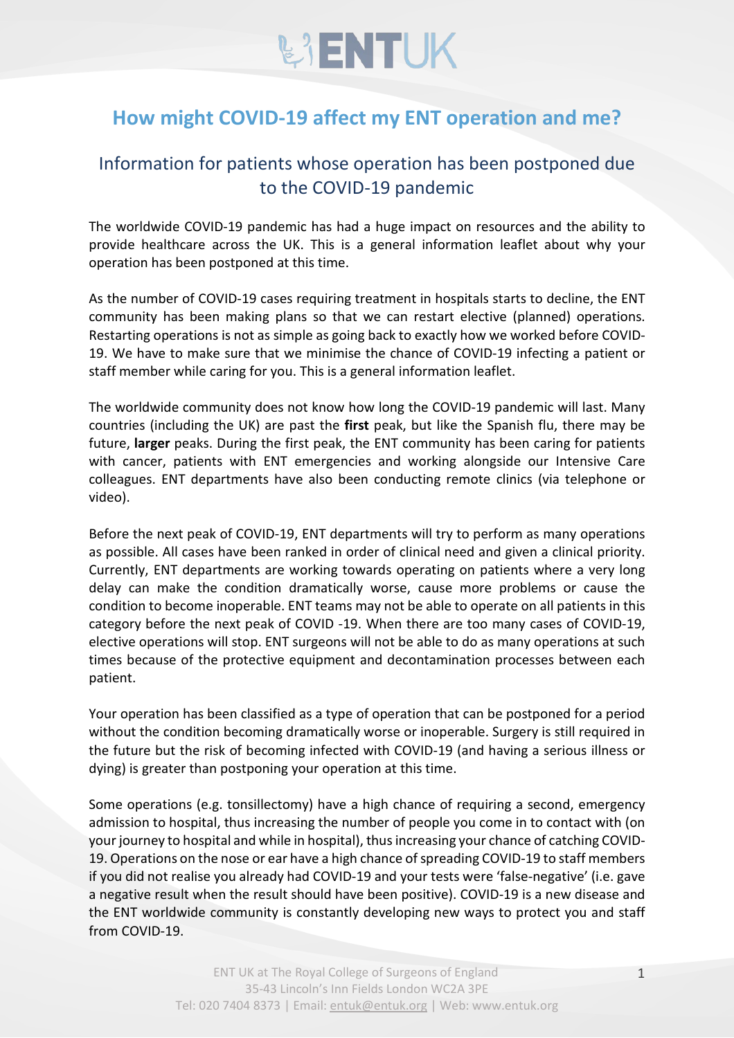# ENTUK

## How might COVID-19 affect my ENT operation and me?

### Information for patients whose operation has been postponed due to the COVID-19 pandemic

The worldwide COVID-19 pandemic has had a huge impact on resources and the ability to provide healthcare across the UK. This is a general information leaflet about why your operation has been postponed at this time.

As the number of COVID-19 cases requiring treatment in hospitals starts to decline, the ENT community has been making plans so that we can restart elective (planned) operations. Restarting operations is not as simple as going back to exactly how we worked before COVID-19. We have to make sure that we minimise the chance of COVID-19 infecting a patient or staff member while caring for you. This is a general information leaflet.

The worldwide community does not know how long the COVID-19 pandemic will last. Many countries (including the UK) are past the **first** peak, but like the Spanish flu, there may be future, **larger** peaks. During the first peak, the ENT community has been caring for patients with cancer, patients with ENT emergencies and working alongside our Intensive Care colleagues. ENT departments have also been conducting remote clinics (via telephone or video).

Before the next peak of COVID-19, ENT departments will try to perform as many operations as possible. All cases have been ranked in order of clinical need and given a clinical priority. Currently, ENT departments are working towards operating on patients where a very long delay can make the condition dramatically worse, cause more problems or cause the condition to become inoperable. ENT teams may not be able to operate on all patients in this category before the next peak of COVID -19. When there are too many cases of COVID-19, elective operations will stop. ENT surgeons will not be able to do as many operations at such times because of the protective equipment and decontamination processes between each patient.

Your operation has been classified as a type of operation that can be postponed for a period without the condition becoming dramatically worse or inoperable. Surgery is still required in the future but the risk of becoming infected with COVID-19 (and having a serious illness or dying) is greater than postponing your operation at this time.

Some operations (e.g. tonsillectomy) have a high chance of requiring a second, emergency admission to hospital, thus increasing the number of people you come in to contact with (on your journey to hospital and while in hospital), thus increasing your chance of catching COVID-19. Operations on the nose or ear have a high chance of spreading COVID-19 to staff members if you did not realise you already had COVID-19 and your tests were 'false-negative' (i.e. gave a negative result when the result should have been positive). COVID-19 is a new disease and the ENT worldwide community is constantly developing new ways to protect you and staff from COVID-19.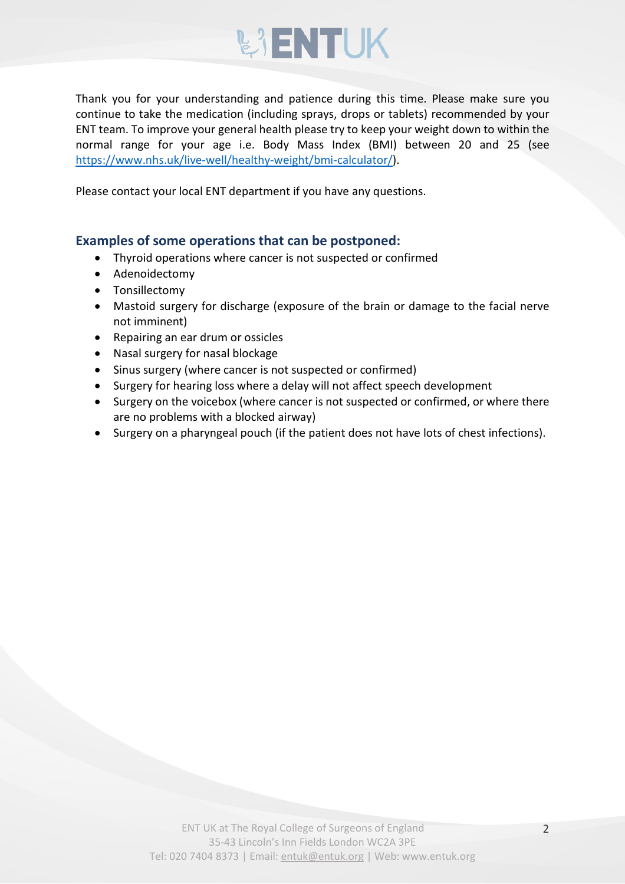Thank you for your understanding and patience during this time. Please make sure you continue to take the medication (including sprays, drops or tablets) recommended by your ENT team. To improve your general health please try to keep your weight down to within the normal range for your age i.e. Body Mass Index (BMI) between 20 and 25 (see https://www.nhs.uk/live-well/healthy-weight/bmi-calculator/).

Please contact your local ENT department if you have any questions.

### Examples of some operations that can be postponed:

- Thyroid operations where cancer is not suspected or confirmed
- Adenoidectomy
- Tonsillectomy
- Mastoid surgery for discharge (exposure of the brain or damage to the facial nerve not imminent)
- Repairing an ear drum or ossicles
- Nasal surgery for nasal blockage
- Sinus surgery (where cancer is not suspected or confirmed)
- Surgery for hearing loss where a delay will not affect speech development
- Surgery on the voicebox (where cancer is not suspected or confirmed, or where there are no problems with a blocked airway)
- Surgery on a pharyngeal pouch (if the patient does not have lots of chest infections).